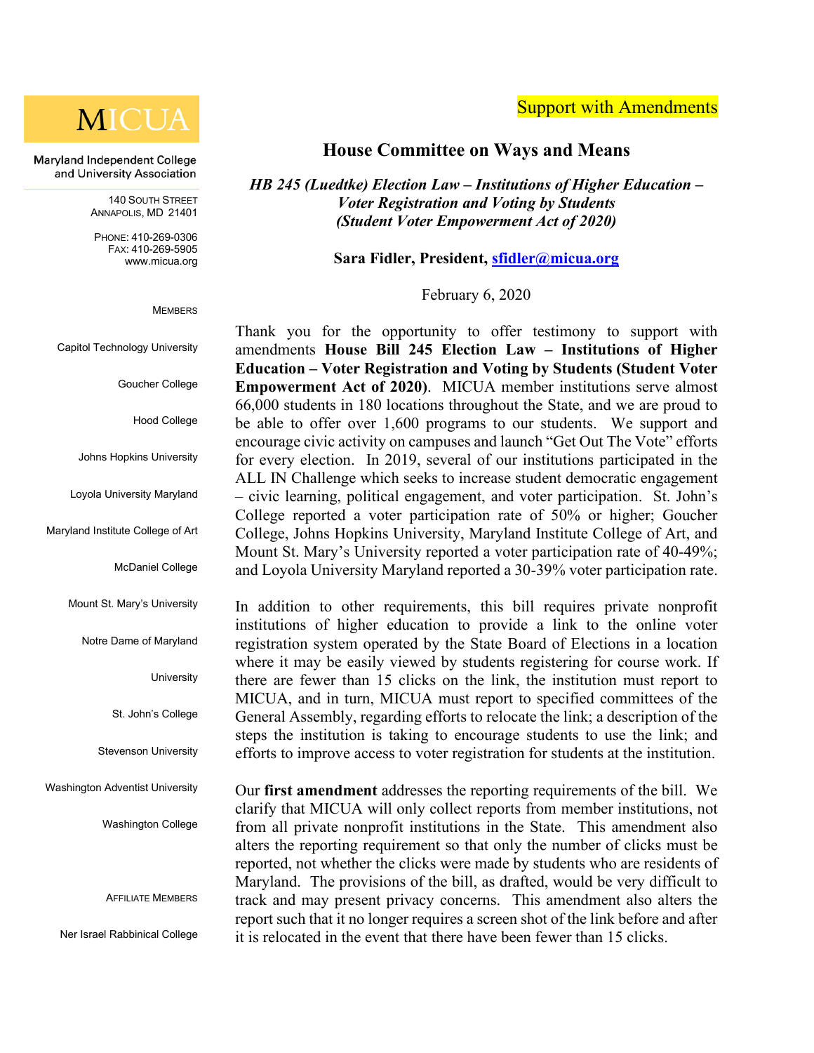MICUA

Maryland Independent College and University Association

140 South Street
Annapolis, MD 21401

Phone: 410-269-0306
Fax: 410-269-5905
www.micua.org

Members

Capitol Technology University

Goucher College

Hood College

Johns Hopkins University

Loyola University Maryland

Maryland Institute College of Art

McDaniel College

Mount St. Mary's University

Notre Dame of Maryland University

St. John's College

Stevenson University

Washington Adventist University

Washington College

Affiliate Members

Ner Israel Rabbinical College

Support with Amendments

## House Committee on Ways and Means

*HB 245 (Luedtke) Election Law – Institutions of Higher Education – Voter Registration and Voting by Students (Student Voter Empowerment Act of 2020)*

**Sara Fidler, President, sfidler@micua.org**

February 6, 2020

Thank you for the opportunity to offer testimony to support with amendments **House Bill 245 Election Law – Institutions of Higher Education – Voter Registration and Voting by Students (Student Voter Empowerment Act of 2020)**. MICUA member institutions serve almost 66,000 students in 180 locations throughout the State, and we are proud to be able to offer over 1,600 programs to our students. We support and encourage civic activity on campuses and launch "Get Out The Vote" efforts for every election. In 2019, several of our institutions participated in the ALL IN Challenge which seeks to increase student democratic engagement – civic learning, political engagement, and voter participation. St. John's College reported a voter participation rate of 50% or higher; Goucher College, Johns Hopkins University, Maryland Institute College of Art, and Mount St. Mary's University reported a voter participation rate of 40-49%; and Loyola University Maryland reported a 30-39% voter participation rate.

In addition to other requirements, this bill requires private nonprofit institutions of higher education to provide a link to the online voter registration system operated by the State Board of Elections in a location where it may be easily viewed by students registering for course work. If there are fewer than 15 clicks on the link, the institution must report to MICUA, and in turn, MICUA must report to specified committees of the General Assembly, regarding efforts to relocate the link; a description of the steps the institution is taking to encourage students to use the link; and efforts to improve access to voter registration for students at the institution.

Our **first amendment** addresses the reporting requirements of the bill. We clarify that MICUA will only collect reports from member institutions, not from all private nonprofit institutions in the State. This amendment also alters the reporting requirement so that only the number of clicks must be reported, not whether the clicks were made by students who are residents of Maryland. The provisions of the bill, as drafted, would be very difficult to track and may present privacy concerns. This amendment also alters the report such that it no longer requires a screen shot of the link before and after it is relocated in the event that there have been fewer than 15 clicks.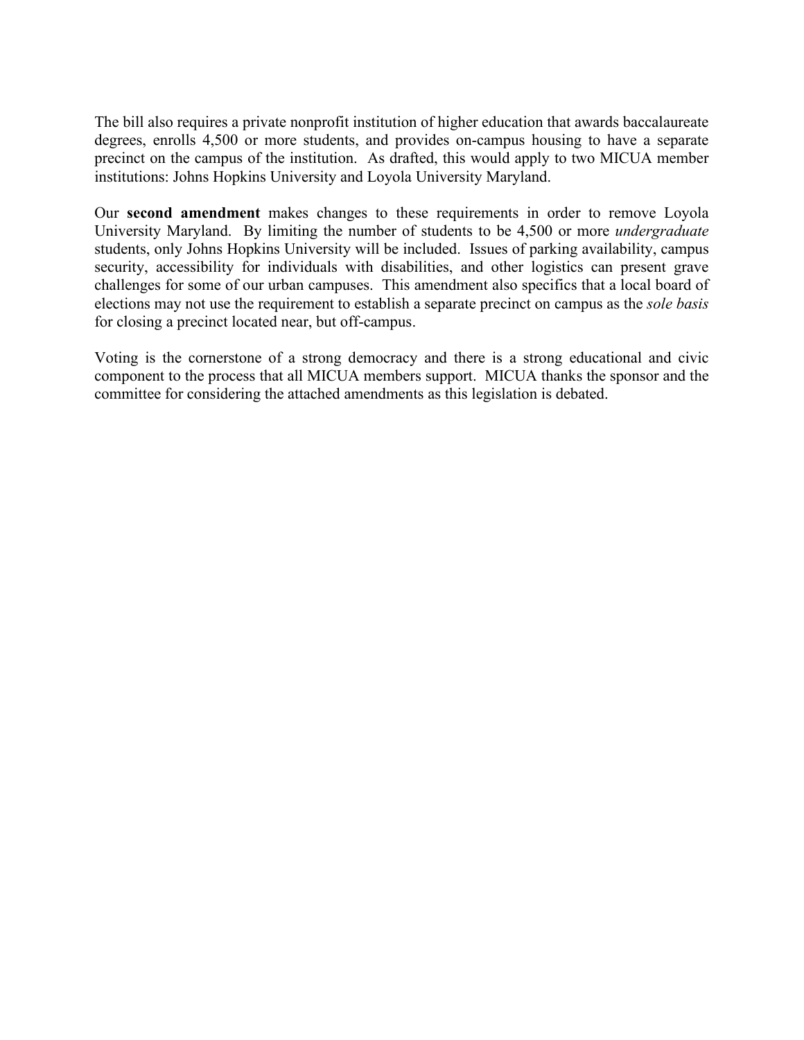The bill also requires a private nonprofit institution of higher education that awards baccalaureate degrees, enrolls 4,500 or more students, and provides on-campus housing to have a separate precinct on the campus of the institution. As drafted, this would apply to two MICUA member institutions: Johns Hopkins University and Loyola University Maryland.

Our **second amendment** makes changes to these requirements in order to remove Loyola University Maryland. By limiting the number of students to be 4,500 or more *undergraduate* students, only Johns Hopkins University will be included. Issues of parking availability, campus security, accessibility for individuals with disabilities, and other logistics can present grave challenges for some of our urban campuses. This amendment also specifics that a local board of elections may not use the requirement to establish a separate precinct on campus as the *sole basis* for closing a precinct located near, but off-campus.

Voting is the cornerstone of a strong democracy and there is a strong educational and civic component to the process that all MICUA members support. MICUA thanks the sponsor and the committee for considering the attached amendments as this legislation is debated.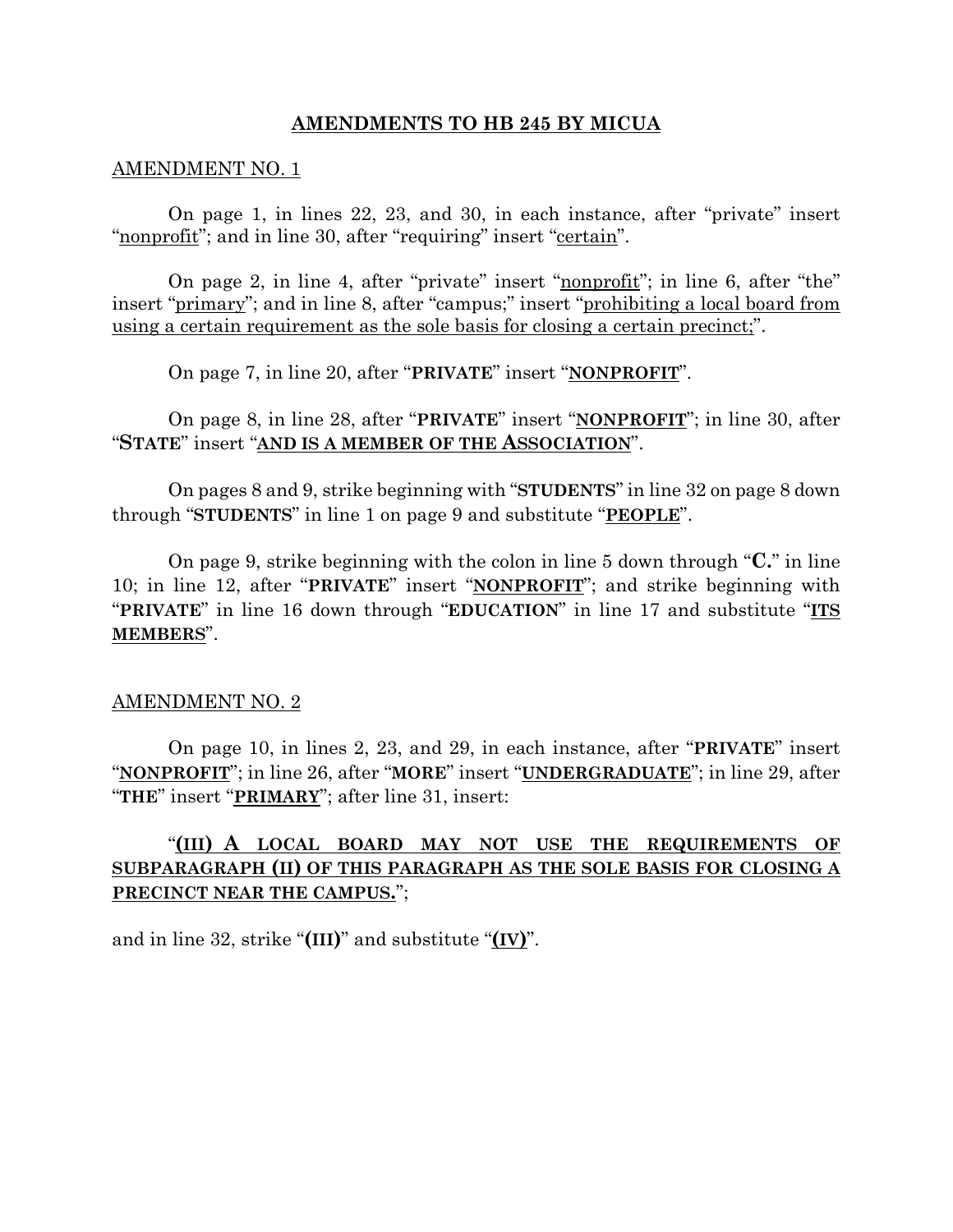**AMENDMENTS TO HB 245 BY MICUA**

AMENDMENT NO. 1

On page 1, in lines 22, 23, and 30, in each instance, after "private" insert "nonprofit"; and in line 30, after "requiring" insert "certain".

On page 2, in line 4, after "private" insert "nonprofit"; in line 6, after "the" insert "primary"; and in line 8, after "campus;" insert "prohibiting a local board from using a certain requirement as the sole basis for closing a certain precinct;".

On page 7, in line 20, after "**PRIVATE**" insert "**NONPROFIT**".

On page 8, in line 28, after "**PRIVATE**" insert "**NONPROFIT**"; in line 30, after "**STATE**" insert "**AND IS A MEMBER OF THE ASSOCIATION**".

On pages 8 and 9, strike beginning with "**STUDENTS**" in line 32 on page 8 down through "**STUDENTS**" in line 1 on page 9 and substitute "**PEOPLE**".

On page 9, strike beginning with the colon in line 5 down through "**C.**" in line 10; in line 12, after "**PRIVATE**" insert "**NONPROFIT**"; and strike beginning with "**PRIVATE**" in line 16 down through "**EDUCATION**" in line 17 and substitute "**ITS MEMBERS**".

AMENDMENT NO. 2

On page 10, in lines 2, 23, and 29, in each instance, after "**PRIVATE**" insert "**NONPROFIT**"; in line 26, after "**MORE**" insert "**UNDERGRADUATE**"; in line 29, after "**THE**" insert "**PRIMARY**"; after line 31, insert:

"**(III) A LOCAL BOARD MAY NOT USE THE REQUIREMENTS OF SUBPARAGRAPH (II) OF THIS PARAGRAPH AS THE SOLE BASIS FOR CLOSING A PRECINCT NEAR THE CAMPUS.**";

and in line 32, strike "**(III)**" and substitute "**(IV)**".